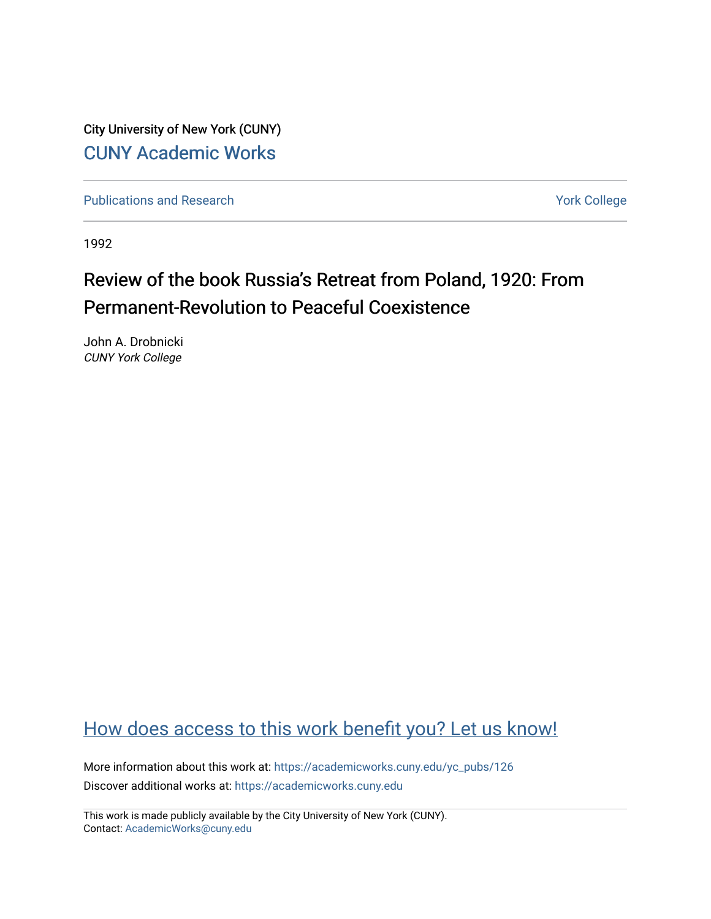City University of New York (CUNY)

CUNY Academic Works

Publications and Research

York College

1992

# Review of the book Russia's Retreat from Poland, 1920: From Permanent-Revolution to Peaceful Coexistence

John A. Drobnicki
*CUNY York College*

How does access to this work benefit you? Let us know!

More information about this work at: https://academicworks.cuny.edu/yc_pubs/126
Discover additional works at: https://academicworks.cuny.edu

This work is made publicly available by the City University of New York (CUNY).
Contact: AcademicWorks@cuny.edu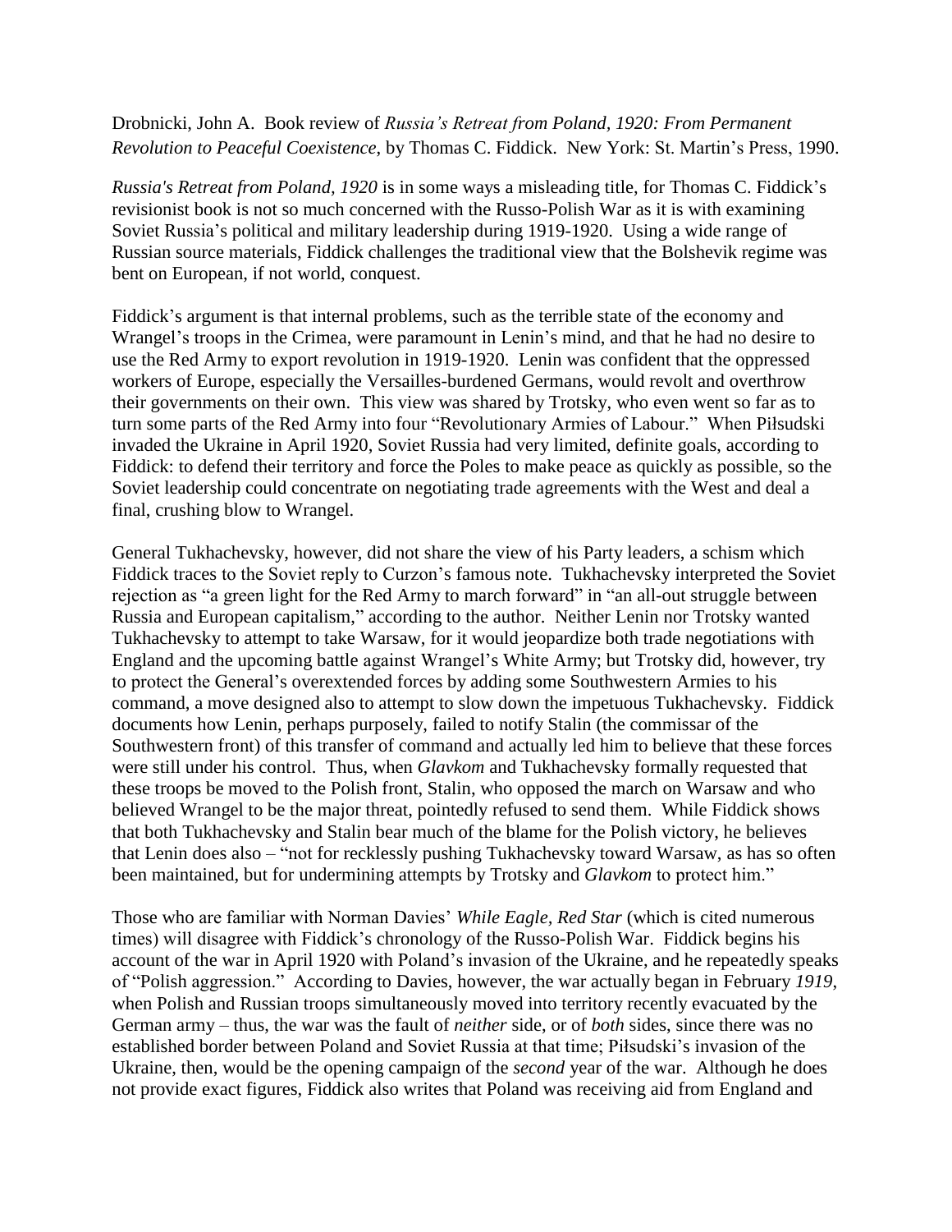Drobnicki, John A. Book review of *Russia's Retreat from Poland, 1920: From Permanent Revolution to Peaceful Coexistence*, by Thomas C. Fiddick. New York: St. Martin's Press, 1990.

*Russia's Retreat from Poland, 1920* is in some ways a misleading title, for Thomas C. Fiddick's revisionist book is not so much concerned with the Russo-Polish War as it is with examining Soviet Russia's political and military leadership during 1919-1920. Using a wide range of Russian source materials, Fiddick challenges the traditional view that the Bolshevik regime was bent on European, if not world, conquest.

Fiddick's argument is that internal problems, such as the terrible state of the economy and Wrangel's troops in the Crimea, were paramount in Lenin's mind, and that he had no desire to use the Red Army to export revolution in 1919-1920. Lenin was confident that the oppressed workers of Europe, especially the Versailles-burdened Germans, would revolt and overthrow their governments on their own. This view was shared by Trotsky, who even went so far as to turn some parts of the Red Army into four "Revolutionary Armies of Labour." When Piłsudski invaded the Ukraine in April 1920, Soviet Russia had very limited, definite goals, according to Fiddick: to defend their territory and force the Poles to make peace as quickly as possible, so the Soviet leadership could concentrate on negotiating trade agreements with the West and deal a final, crushing blow to Wrangel.

General Tukhachevsky, however, did not share the view of his Party leaders, a schism which Fiddick traces to the Soviet reply to Curzon's famous note. Tukhachevsky interpreted the Soviet rejection as "a green light for the Red Army to march forward" in "an all-out struggle between Russia and European capitalism," according to the author. Neither Lenin nor Trotsky wanted Tukhachevsky to attempt to take Warsaw, for it would jeopardize both trade negotiations with England and the upcoming battle against Wrangel's White Army; but Trotsky did, however, try to protect the General's overextended forces by adding some Southwestern Armies to his command, a move designed also to attempt to slow down the impetuous Tukhachevsky. Fiddick documents how Lenin, perhaps purposely, failed to notify Stalin (the commissar of the Southwestern front) of this transfer of command and actually led him to believe that these forces were still under his control. Thus, when *Glavkom* and Tukhachevsky formally requested that these troops be moved to the Polish front, Stalin, who opposed the march on Warsaw and who believed Wrangel to be the major threat, pointedly refused to send them. While Fiddick shows that both Tukhachevsky and Stalin bear much of the blame for the Polish victory, he believes that Lenin does also – "not for recklessly pushing Tukhachevsky toward Warsaw, as has so often been maintained, but for undermining attempts by Trotsky and *Glavkom* to protect him."

Those who are familiar with Norman Davies' *While Eagle, Red Star* (which is cited numerous times) will disagree with Fiddick's chronology of the Russo-Polish War. Fiddick begins his account of the war in April 1920 with Poland's invasion of the Ukraine, and he repeatedly speaks of "Polish aggression." According to Davies, however, the war actually began in February *1919*, when Polish and Russian troops simultaneously moved into territory recently evacuated by the German army – thus, the war was the fault of *neither* side, or of *both* sides, since there was no established border between Poland and Soviet Russia at that time; Piłsudski's invasion of the Ukraine, then, would be the opening campaign of the *second* year of the war. Although he does not provide exact figures, Fiddick also writes that Poland was receiving aid from England and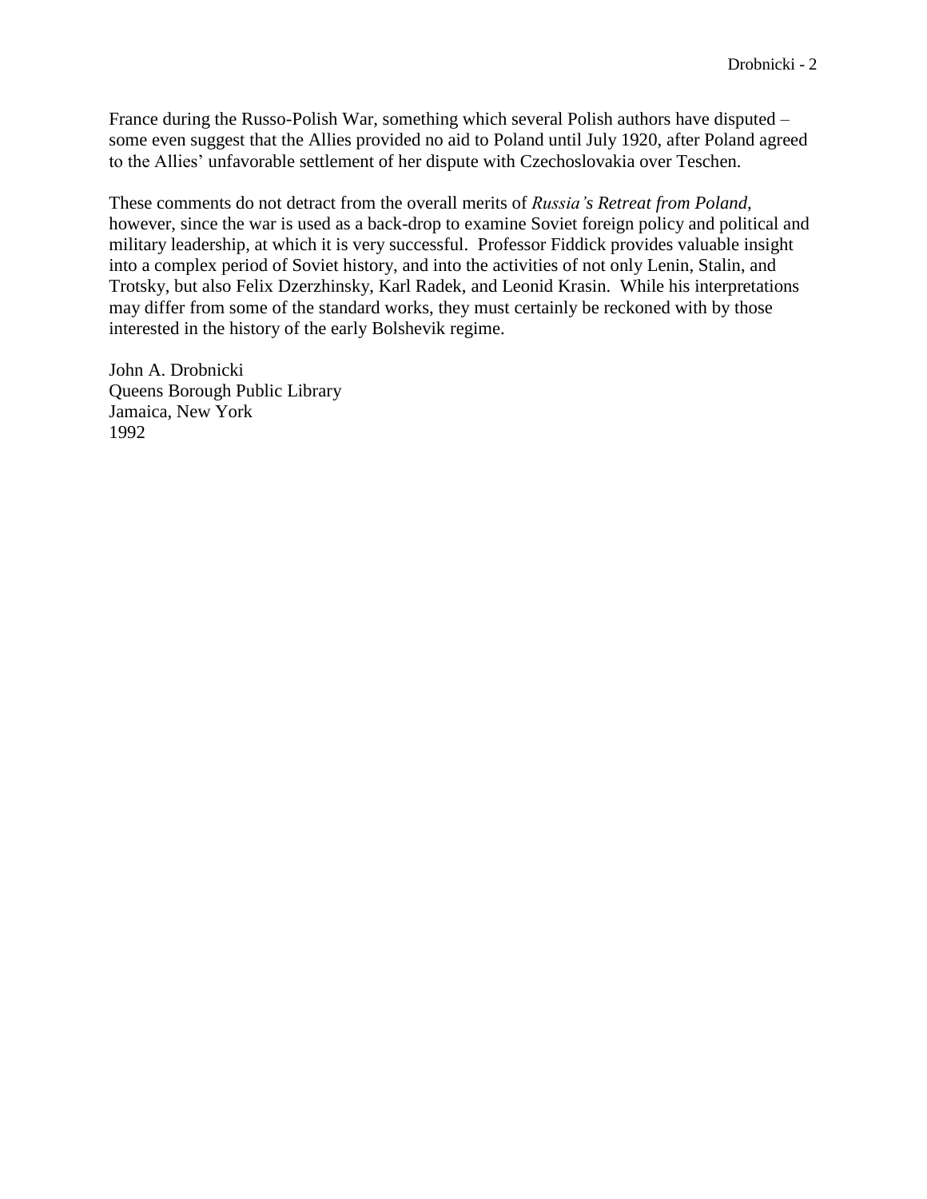France during the Russo-Polish War, something which several Polish authors have disputed – some even suggest that the Allies provided no aid to Poland until July 1920, after Poland agreed to the Allies' unfavorable settlement of her dispute with Czechoslovakia over Teschen.

These comments do not detract from the overall merits of *Russia's Retreat from Poland*, however, since the war is used as a back-drop to examine Soviet foreign policy and political and military leadership, at which it is very successful. Professor Fiddick provides valuable insight into a complex period of Soviet history, and into the activities of not only Lenin, Stalin, and Trotsky, but also Felix Dzerzhinsky, Karl Radek, and Leonid Krasin. While his interpretations may differ from some of the standard works, they must certainly be reckoned with by those interested in the history of the early Bolshevik regime.

John A. Drobnicki
Queens Borough Public Library
Jamaica, New York
1992